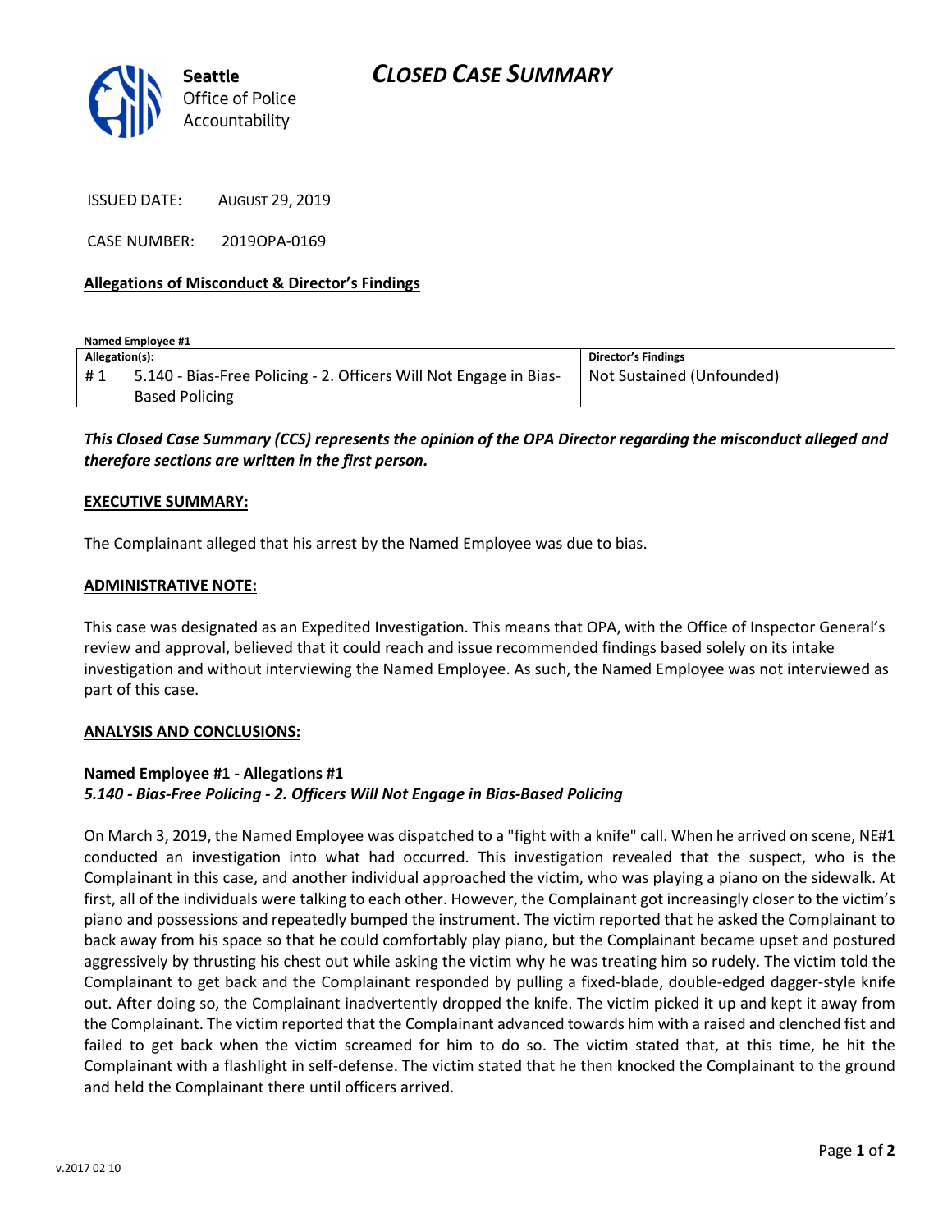Seattle Office of Police Accountability

# CLOSED CASE SUMMARY

ISSUED DATE: AUGUST 29, 2019

CASE NUMBER: 2019OPA-0169

**Allegations of Misconduct & Director's Findings**

**Named Employee #1**

| Allegation(s): | | Director's Findings |
|---|---|---|
| # 1 | 5.140 - Bias-Free Policing - 2. Officers Will Not Engage in Bias-Based Policing | Not Sustained (Unfounded) |

***This Closed Case Summary (CCS) represents the opinion of the OPA Director regarding the misconduct alleged and therefore sections are written in the first person.***

**EXECUTIVE SUMMARY:**

The Complainant alleged that his arrest by the Named Employee was due to bias.

**ADMINISTRATIVE NOTE:**

This case was designated as an Expedited Investigation. This means that OPA, with the Office of Inspector General's review and approval, believed that it could reach and issue recommended findings based solely on its intake investigation and without interviewing the Named Employee. As such, the Named Employee was not interviewed as part of this case.

**ANALYSIS AND CONCLUSIONS:**

**Named Employee #1 - Allegations #1**
***5.140 - Bias-Free Policing - 2. Officers Will Not Engage in Bias-Based Policing***

On March 3, 2019, the Named Employee was dispatched to a "fight with a knife" call. When he arrived on scene, NE#1 conducted an investigation into what had occurred. This investigation revealed that the suspect, who is the Complainant in this case, and another individual approached the victim, who was playing a piano on the sidewalk. At first, all of the individuals were talking to each other. However, the Complainant got increasingly closer to the victim's piano and possessions and repeatedly bumped the instrument. The victim reported that he asked the Complainant to back away from his space so that he could comfortably play piano, but the Complainant became upset and postured aggressively by thrusting his chest out while asking the victim why he was treating him so rudely. The victim told the Complainant to get back and the Complainant responded by pulling a fixed-blade, double-edged dagger-style knife out. After doing so, the Complainant inadvertently dropped the knife. The victim picked it up and kept it away from the Complainant. The victim reported that the Complainant advanced towards him with a raised and clenched fist and failed to get back when the victim screamed for him to do so. The victim stated that, at this time, he hit the Complainant with a flashlight in self-defense. The victim stated that he then knocked the Complainant to the ground and held the Complainant there until officers arrived.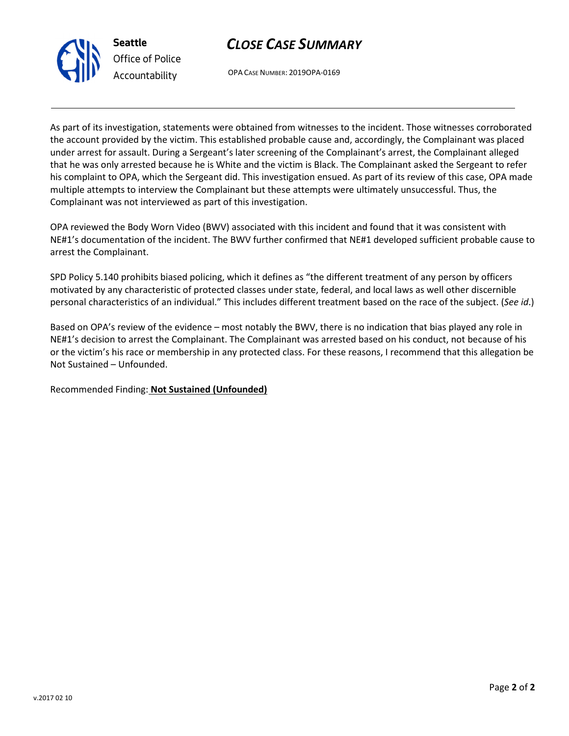As part of its investigation, statements were obtained from witnesses to the incident. Those witnesses corroborated the account provided by the victim. This established probable cause and, accordingly, the Complainant was placed under arrest for assault. During a Sergeant's later screening of the Complainant's arrest, the Complainant alleged that he was only arrested because he is White and the victim is Black. The Complainant asked the Sergeant to refer his complaint to OPA, which the Sergeant did. This investigation ensued. As part of its review of this case, OPA made multiple attempts to interview the Complainant but these attempts were ultimately unsuccessful. Thus, the Complainant was not interviewed as part of this investigation.

OPA reviewed the Body Worn Video (BWV) associated with this incident and found that it was consistent with NE#1's documentation of the incident. The BWV further confirmed that NE#1 developed sufficient probable cause to arrest the Complainant.

SPD Policy 5.140 prohibits biased policing, which it defines as "the different treatment of any person by officers motivated by any characteristic of protected classes under state, federal, and local laws as well other discernible personal characteristics of an individual." This includes different treatment based on the race of the subject. (*See id*.)

Based on OPA's review of the evidence – most notably the BWV, there is no indication that bias played any role in NE#1's decision to arrest the Complainant. The Complainant was arrested based on his conduct, not because of his or the victim's his race or membership in any protected class. For these reasons, I recommend that this allegation be Not Sustained – Unfounded.

Recommended Finding: **Not Sustained (Unfounded)**